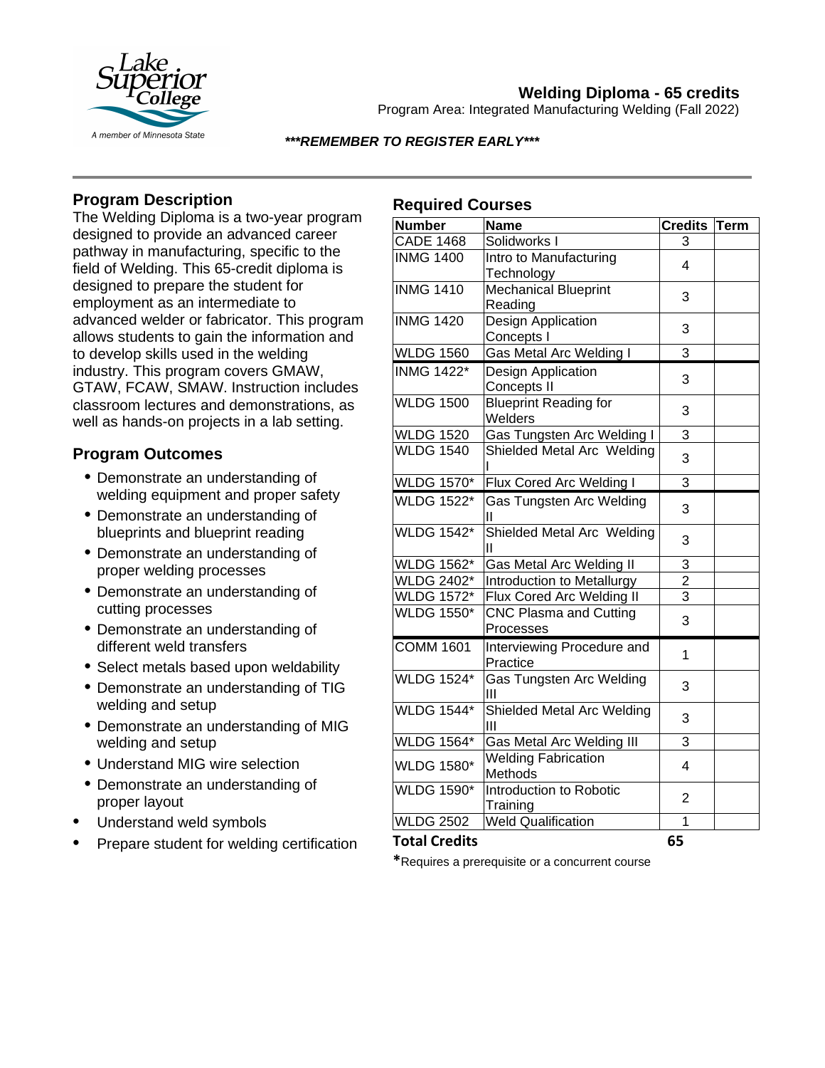Lake Superior College
A member of Minnesota State

# Welding Diploma - 65 credits

Program Area: Integrated Manufacturing Welding (Fall 2022)

***\*\*\*REMEMBER TO REGISTER EARLY\*\*\****

## Program Description

The Welding Diploma is a two-year program designed to provide an advanced career pathway in manufacturing, specific to the field of Welding. This 65-credit diploma is designed to prepare the student for employment as an intermediate to advanced welder or fabricator. This program allows students to gain the information and to develop skills used in the welding industry. This program covers GMAW, GTAW, FCAW, SMAW. Instruction includes classroom lectures and demonstrations, as well as hands-on projects in a lab setting.

## Program Outcomes

- Demonstrate an understanding of welding equipment and proper safety
- Demonstrate an understanding of blueprints and blueprint reading
- Demonstrate an understanding of proper welding processes
- Demonstrate an understanding of cutting processes
- Demonstrate an understanding of different weld transfers
- Select metals based upon weldability
- Demonstrate an understanding of TIG welding and setup
- Demonstrate an understanding of MIG welding and setup
- Understand MIG wire selection
- Demonstrate an understanding of proper layout
- Understand weld symbols
- Prepare student for welding certification

## Required Courses

| Number | Name | Credits | Term |
|---|---|---|---|
| CADE 1468 | Solidworks I | 3 | |
| INMG 1400 | Intro to Manufacturing Technology | 4 | |
| INMG 1410 | Mechanical Blueprint Reading | 3 | |
| INMG 1420 | Design Application Concepts I | 3 | |
| WLDG 1560 | Gas Metal Arc Welding I | 3 | |
| INMG 1422* | Design Application Concepts II | 3 | |
| WLDG 1500 | Blueprint Reading for Welders | 3 | |
| WLDG 1520 | Gas Tungsten Arc Welding I | 3 | |
| WLDG 1540 | Shielded Metal Arc Welding I | 3 | |
| WLDG 1570* | Flux Cored Arc Welding I | 3 | |
| WLDG 1522* | Gas Tungsten Arc Welding II | 3 | |
| WLDG 1542* | Shielded Metal Arc Welding II | 3 | |
| WLDG 1562* | Gas Metal Arc Welding II | 3 | |
| WLDG 2402* | Introduction to Metallurgy | 2 | |
| WLDG 1572* | Flux Cored Arc Welding II | 3 | |
| WLDG 1550* | CNC Plasma and Cutting Processes | 3 | |
| COMM 1601 | Interviewing Procedure and Practice | 1 | |
| WLDG 1524* | Gas Tungsten Arc Welding III | 3 | |
| WLDG 1544* | Shielded Metal Arc Welding III | 3 | |
| WLDG 1564* | Gas Metal Arc Welding III | 3 | |
| WLDG 1580* | Welding Fabrication Methods | 4 | |
| WLDG 1590* | Introduction to Robotic Training | 2 | |
| WLDG 2502 | Weld Qualification | 1 | |
| **Total Credits** | | **65** | |

*Requires a prerequisite or a concurrent course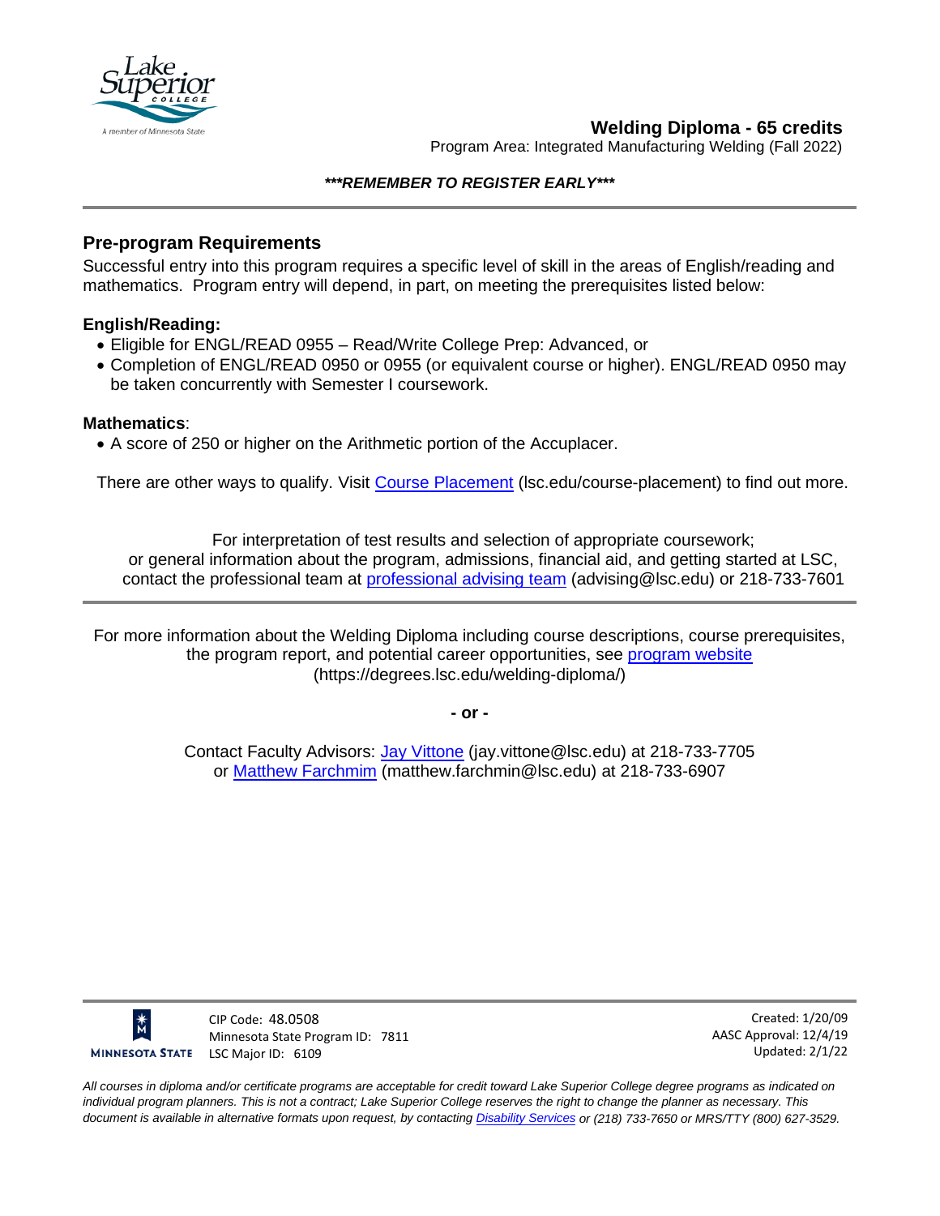**Welding Diploma - 65 credits**

Program Area: Integrated Manufacturing Welding (Fall 2022)

***\*\*\*REMEMBER TO REGISTER EARLY\*\*\****

## Pre-program Requirements

Successful entry into this program requires a specific level of skill in the areas of English/reading and mathematics. Program entry will depend, in part, on meeting the prerequisites listed below:

**English/Reading:**

- Eligible for ENGL/READ 0955 – Read/Write College Prep: Advanced, or
- Completion of ENGL/READ 0950 or 0955 (or equivalent course or higher). ENGL/READ 0950 may be taken concurrently with Semester I coursework.

**Mathematics**:

- A score of 250 or higher on the Arithmetic portion of the Accuplacer.

There are other ways to qualify. Visit Course Placement (lsc.edu/course-placement) to find out more.

For interpretation of test results and selection of appropriate coursework; or general information about the program, admissions, financial aid, and getting started at LSC, contact the professional team at professional advising team (advising@lsc.edu) or 218-733-7601

For more information about the Welding Diploma including course descriptions, course prerequisites, the program report, and potential career opportunities, see program website (https://degrees.lsc.edu/welding-diploma/)

**- or -**

Contact Faculty Advisors: Jay Vittone (jay.vittone@lsc.edu) at 218-733-7705 or Matthew Farchmim (matthew.farchmin@lsc.edu) at 218-733-6907

CIP Code: 48.0508
Minnesota State Program ID: 7811
LSC Major ID: 6109

Created: 1/20/09
AASC Approval: 12/4/19
Updated: 2/1/22

*All courses in diploma and/or certificate programs are acceptable for credit toward Lake Superior College degree programs as indicated on individual program planners. This is not a contract; Lake Superior College reserves the right to change the planner as necessary. This document is available in alternative formats upon request, by contacting Disability Services or (218) 733-7650 or MRS/TTY (800) 627-3529.*